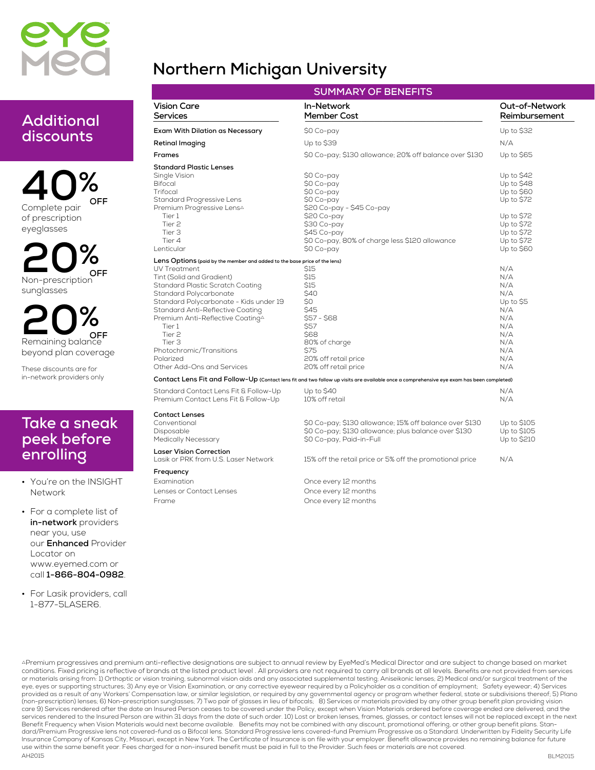# Northern Michigan University

## SUMMARY OF BENEFITS

| Vision Care Services | In-Network Member Cost | Out-of-Network Reimbursement |
|---|---|---|
| **Exam With Dilation as Necessary** | $0 Co-pay | Up to $32 |
| **Retinal Imaging** | Up to $39 | N/A |
| **Frames** | $0 Co-pay; $130 allowance; 20% off balance over $130 | Up to $65 |
| **Standard Plastic Lenses** | | |
| Single Vision | $0 Co-pay | Up to $42 |
| Bifocal | $0 Co-pay | Up to $48 |
| Trifocal | $0 Co-pay | Up to $60 |
| Standard Progressive Lens | $0 Co-pay | Up to $72 |
| Premium Progressive Lens△ | $20 Co-pay - $45 Co-pay | |
| Tier 1 | $20 Co-pay | Up to $72 |
| Tier 2 | $30 Co-pay | Up to $72 |
| Tier 3 | $45 Co-pay | Up to $72 |
| Tier 4 | $0 Co-pay, 80% of charge less $120 allowance | Up to $72 |
| Lenticular | $0 Co-pay | Up to $60 |
| **Lens Options** (paid by the member and added to the base price of the lens) | | |
| UV Treatment | $15 | N/A |
| Tint (Solid and Gradient) | $15 | N/A |
| Standard Plastic Scratch Coating | $15 | N/A |
| Standard Polycarbonate | $40 | N/A |
| Standard Polycarbonate - Kids under 19 | $0 | Up to $5 |
| Standard Anti-Reflective Coating | $45 | N/A |
| Premium Anti-Reflective Coating△ | $57 - $68 | N/A |
| Tier 1 | $57 | N/A |
| Tier 2 | $68 | N/A |
| Tier 3 | 80% of charge | N/A |
| Photochromic/Transitions | $75 | N/A |
| Polarized | 20% off retail price | N/A |
| Other Add-Ons and Services | 20% off retail price | N/A |
| **Contact Lens Fit and Follow-Up** (Contact lens fit and two follow up visits are available once a comprehensive eye exam has been completed) | | |
| Standard Contact Lens Fit & Follow-Up | Up to $40 | N/A |
| Premium Contact Lens Fit & Follow-Up | 10% off retail | N/A |
| **Contact Lenses** | | |
| Conventional | $0 Co-pay; $130 allowance; 15% off balance over $130 | Up to $105 |
| Disposable | $0 Co-pay; $130 allowance; plus balance over $130 | Up to $105 |
| Medically Necessary | $0 Co-pay, Paid-in-Full | Up to $210 |
| **Laser Vision Correction** | | |
| Lasik or PRK from U.S. Laser Network | 15% off the retail price or 5% off the promotional price | N/A |
| **Frequency** | | |
| Examination | Once every 12 months | |
| Lenses or Contact Lenses | Once every 12 months | |
| Frame | Once every 12 months | |

## Additional discounts

**40% OFF** Complete pair of prescription eyeglasses

**20% OFF** Non-prescription sunglasses

**20% OFF** Remaining balance beyond plan coverage

These discounts are for in-network providers only

## Take a sneak peek before enrolling

- You're on the INSIGHT Network
- For a complete list of **in-network** providers near you, use our **Enhanced** Provider Locator on www.eyemed.com or call **1-866-804-0982**.
- For Lasik providers, call 1-877-5LASER6.

△Premium progressives and premium anti-reflective designations are subject to annual review by EyeMed's Medical Director and are subject to change based on market conditions. Fixed pricing is reflective of brands at the listed product level . All providers are not required to carry all brands at all levels. Benefits are not provided from services or materials arising from: 1) Orthoptic or vision training, subnormal vision aids and any associated supplemental testing; Aniseikonic lenses; 2) Medical and/or surgical treatment of the eye, eyes or supporting structures; 3) Any eye or Vision Examination, or any corrective eyewear required by a Policyholder as a condition of employment; Safety eyewear; 4) Services provided as a result of any Workers' Compensation law, or similar legislation, or required by any governmental agency or program whether federal, state or subdivisions thereof; 5) Plano (non-prescription) lenses; 6) Non-prescription sunglasses; 7) Two pair of glasses in lieu of bifocals; 8) Services or materials provided by any other group benefit plan providing vision care 9) Services rendered after the date an Insured Person ceases to be covered under the Policy, except when Vision Materials ordered before coverage ended are delivered, and the services rendered to the Insured Person are within 31 days from the date of such order. 10) Lost or broken lenses, frames, glasses, or contact lenses will not be replaced except in the next Benefit Frequency when Vision Materials would next become available. Benefits may not be combined with any discount, promotional offering, or other group benefit plans. Standard/Premium Progressive lens not covered-fund as a Bifocal lens. Standard Progressive lens covered-fund Premium Progressive as a Standard. Underwritten by Fidelity Security Life Insurance Company of Kansas City, Missouri, except in New York. The Certificate of Insurance is on file with your employer. Benefit allowance provides no remaining balance for future use within the same benefit year. Fees charged for a non-insured benefit must be paid in full to the Provider. Such fees or materials are not covered.

AH2015 BLM2015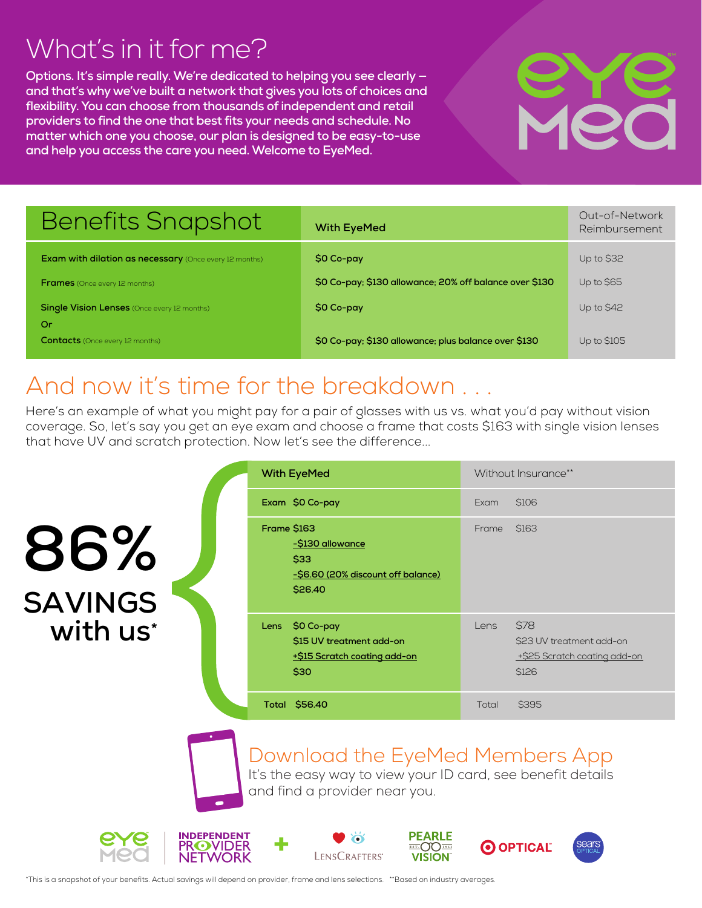# What's in it for me?

**Options. It's simple really. We're dedicated to helping you see clearly – and that's why we've built a network that gives you lots of choices and flexibility. You can choose from thousands of independent and retail providers to find the one that best fits your needs and schedule. No matter which one you choose, our plan is designed to be easy-to-use and help you access the care you need. Welcome to EyeMed.**

| Benefits Snapshot | With EyeMed | Out-of-Network Reimbursement |
|---|---|---|
| **Exam with dilation as necessary** (Once every 12 months) | $0 Co-pay | Up to $32 |
| **Frames** (Once every 12 months) | $0 Co-pay; $130 allowance; 20% off balance over $130 | Up to $65 |
| **Single Vision Lenses** (Once every 12 months) | $0 Co-pay | Up to $42 |
| Or | | |
| **Contacts** (Once every 12 months) | $0 Co-pay; $130 allowance; plus balance over $130 | Up to $105 |

## And now it's time for the breakdown . . .

Here's an example of what you might pay for a pair of glasses with us vs. what you'd pay without vision coverage. So, let's say you get an eye exam and choose a frame that costs $163 with single vision lenses that have UV and scratch protection. Now let's see the difference...

**86% SAVINGS with us***

| With EyeMed | Without Insurance** |
|---|---|
| Exam $0 Co-pay | Exam $106 |
| Frame $163<br>-$130 allowance<br>$33<br>-$6.60 (20% discount off balance)<br>$26.40 | Frame $163 |
| Lens $0 Co-pay<br>$15 UV treatment add-on<br>+$15 Scratch coating add-on<br>$30 | Lens $78<br>$23 UV treatment add-on<br>+$25 Scratch coating add-on<br>$126 |
| Total $56.40 | Total $395 |

## Download the EyeMed Members App

It's the easy way to view your ID card, see benefit details and find a provider near you.

EyeMed INDEPENDENT PROVIDER NETWORK + LensCrafters, Pearle Vision, Target Optical, Sears Optical

*This is a snapshot of your benefits. Actual savings will depend on provider, frame and lens selections. **Based on industry averages.